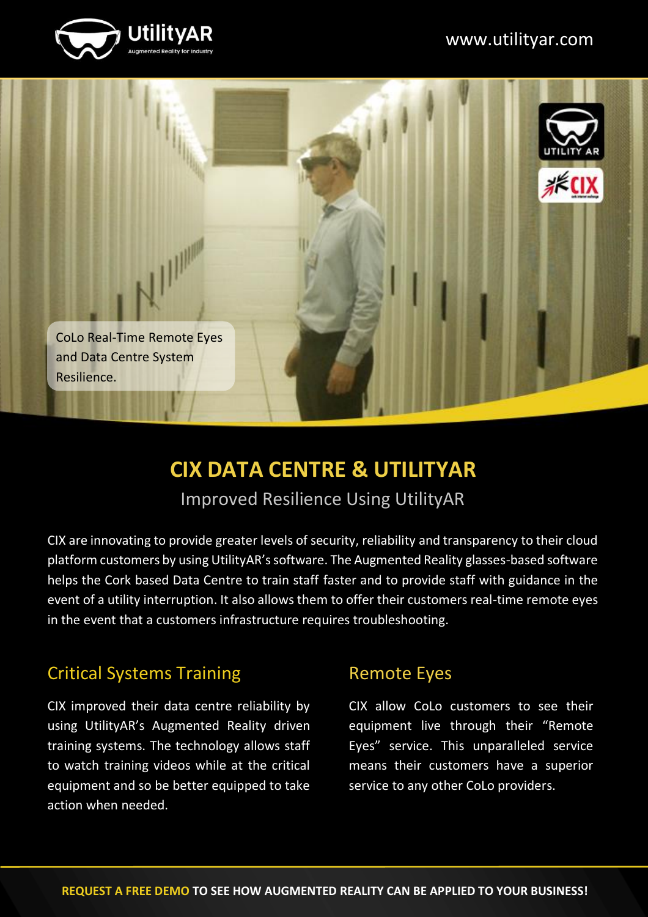UtilityAR

Augmented Reality for Industry

www.utilityar.com

CoLo Real-Time Remote Eyes and Data Centre System Resilience.

# CIX DATA CENTRE & UTILITYAR

## Improved Resilience Using UtilityAR

CIX are innovating to provide greater levels of security, reliability and transparency to their cloud platform customers by using UtilityAR's software. The Augmented Reality glasses-based software helps the Cork based Data Centre to train staff faster and to provide staff with guidance in the event of a utility interruption. It also allows them to offer their customers real-time remote eyes in the event that a customers infrastructure requires troubleshooting.

### Critical Systems Training

CIX improved their data centre reliability by using UtilityAR's Augmented Reality driven training systems. The technology allows staff to watch training videos while at the critical equipment and so be better equipped to take action when needed.

### Remote Eyes

CIX allow CoLo customers to see their equipment live through their "Remote Eyes" service. This unparalleled service means their customers have a superior service to any other CoLo providers.

**REQUEST A FREE DEMO TO SEE HOW AUGMENTED REALITY CAN BE APPLIED TO YOUR BUSINESS!**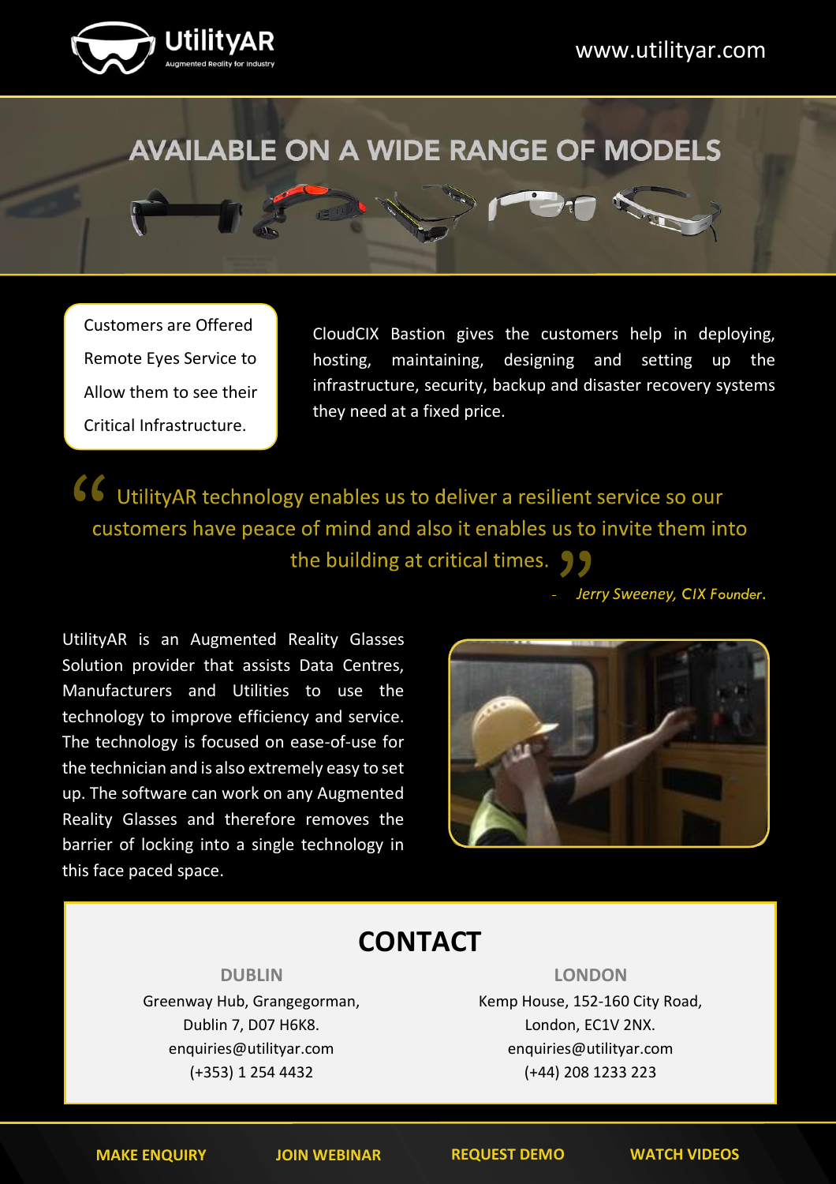UtilityAR

Augmented Reality for Industry

www.utilityar.com

# AVAILABLE ON A WIDE RANGE OF MODELS

Customers are Offered Remote Eyes Service to Allow them to see their Critical Infrastructure.

CloudCIX Bastion gives the customers help in deploying, hosting, maintaining, designing and setting up the infrastructure, security, backup and disaster recovery systems they need at a fixed price.

> "UtilityAR technology enables us to deliver a resilient service so our customers have peace of mind and also it enables us to invite them into the building at critical times."
>
> \- *Jerry Sweeney, CIX Founder.*

UtilityAR is an Augmented Reality Glasses Solution provider that assists Data Centres, Manufacturers and Utilities to use the technology to improve efficiency and service. The technology is focused on ease-of-use for the technician and is also extremely easy to set up. The software can work on any Augmented Reality Glasses and therefore removes the barrier of locking into a single technology in this face paced space.

## CONTACT

**DUBLIN**

Greenway Hub, Grangegorman,
Dublin 7, D07 H6K8.
enquiries@utilityar.com
(+353) 1 254 4432

**LONDON**

Kemp House, 152-160 City Road,
London, EC1V 2NX.
enquiries@utilityar.com
(+44) 208 1233 223

**MAKE ENQUIRY** | **JOIN WEBINAR** | **REQUEST DEMO** | **WATCH VIDEOS**